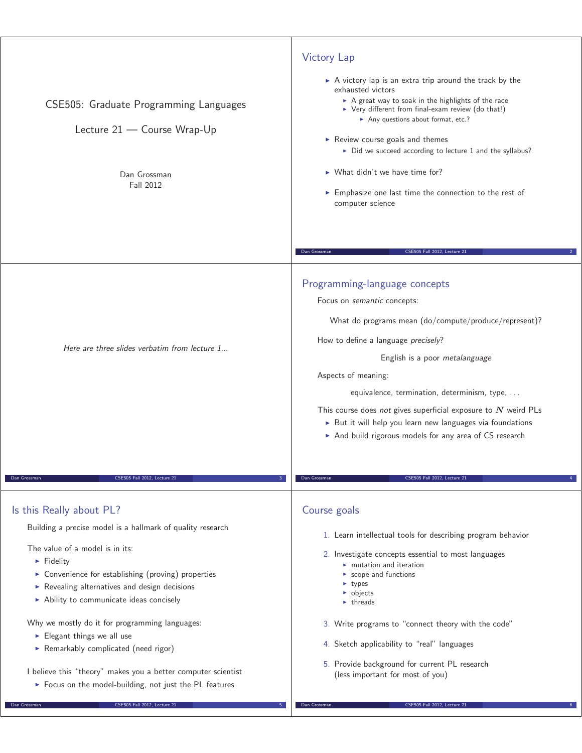# CSE505: Graduate Programming Languages

## Lecture 21 — Course Wrap-Up

Dan Grossman
Fall 2012

## Victory Lap

- A victory lap is an extra trip around the track by the exhausted victors
  - A great way to soak in the highlights of the race
  - Very different from final-exam review (do that!)
    - Any questions about format, etc.?
- Review course goals and themes
  - Did we succeed according to lecture 1 and the syllabus?
- What didn't we have time for?
- Emphasize one last time the connection to the rest of computer science

*Here are three slides verbatim from lecture 1...*

## Programming-language concepts

Focus on *semantic* concepts:

What do programs mean (do/compute/produce/represent)?

How to define a language *precisely*?

English is a poor *metalanguage*

Aspects of meaning:

equivalence, termination, determinism, type, ...

This course does *not* gives superficial exposure to $N$ weird PLs

- But it will help you learn new languages via foundations
- And build rigorous models for any area of CS research

## Is this Really about PL?

Building a precise model is a hallmark of quality research

The value of a model is in its:

- Fidelity
- Convenience for establishing (proving) properties
- Revealing alternatives and design decisions
- Ability to communicate ideas concisely

Why we mostly do it for programming languages:

- Elegant things we all use
- Remarkably complicated (need rigor)

I believe this "theory" makes you a better computer scientist

- Focus on the model-building, not just the PL features

## Course goals

1. Learn intellectual tools for describing program behavior
2. Investigate concepts essential to most languages
   - mutation and iteration
   - scope and functions
   - types
   - objects
   - threads
3. Write programs to "connect theory with the code"
4. Sketch applicability to "real" languages
5. Provide background for current PL research
   (less important for most of you)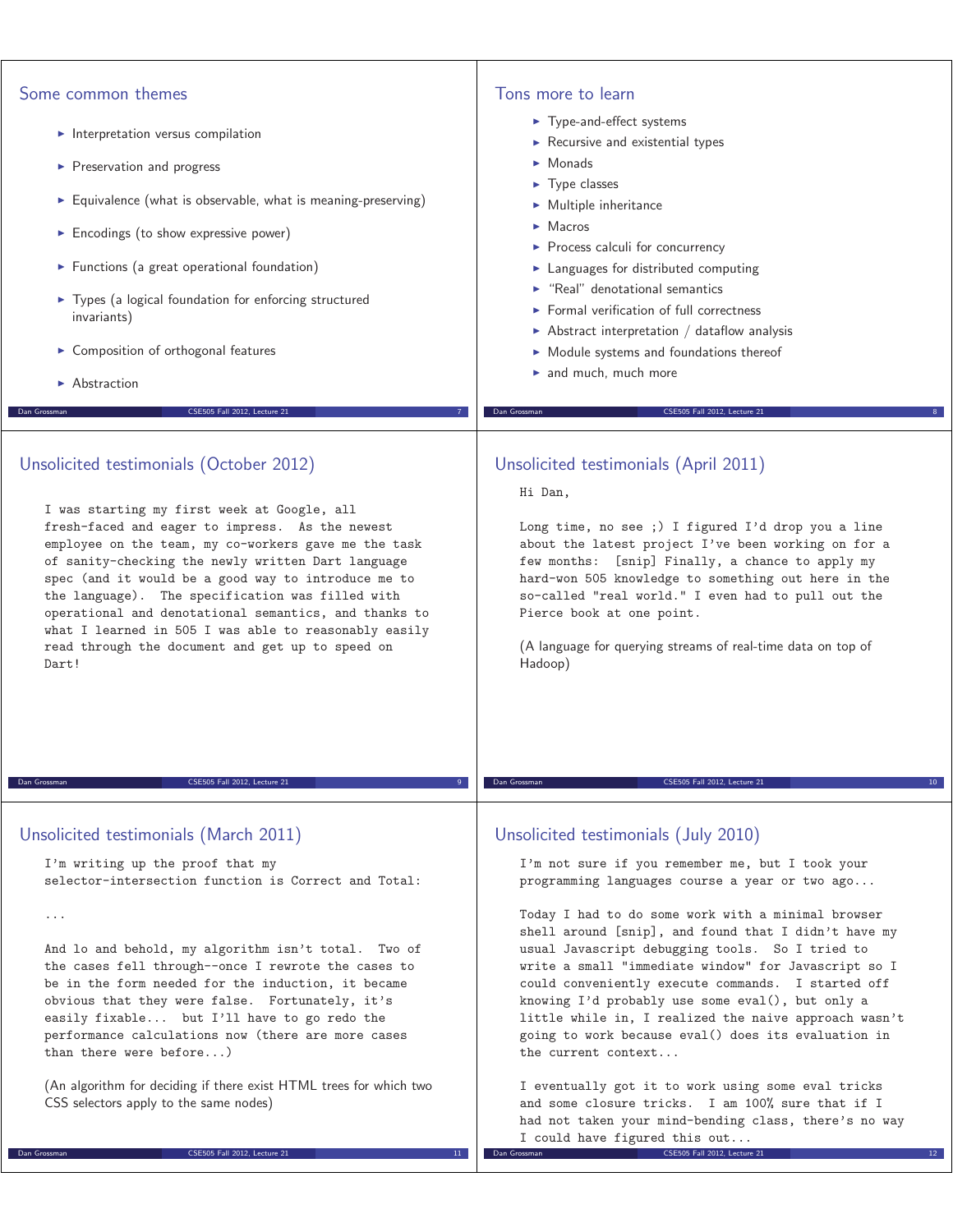## Some common themes

- Interpretation versus compilation
- Preservation and progress
- Equivalence (what is observable, what is meaning-preserving)
- Encodings (to show expressive power)
- Functions (a great operational foundation)
- Types (a logical foundation for enforcing structured invariants)
- Composition of orthogonal features
- Abstraction

## Tons more to learn

- Type-and-effect systems
- Recursive and existential types
- Monads
- Type classes
- Multiple inheritance
- Macros
- Process calculi for concurrency
- Languages for distributed computing
- "Real" denotational semantics
- Formal verification of full correctness
- Abstract interpretation / dataflow analysis
- Module systems and foundations thereof
- and much, much more

## Unsolicited testimonials (October 2012)

```
I was starting my first week at Google, all
fresh-faced and eager to impress.  As the newest
employee on the team, my co-workers gave me the task
of sanity-checking the newly written Dart language
spec (and it would be a good way to introduce me to
the language).  The specification was filled with
operational and denotational semantics, and thanks to
what I learned in 505 I was able to reasonably easily
read through the document and get up to speed on
Dart!
```

## Unsolicited testimonials (April 2011)

```
Hi Dan,

Long time, no see ;) I figured I'd drop you a line
about the latest project I've been working on for a
few months:  [snip] Finally, a chance to apply my
hard-won 505 knowledge to something out here in the
so-called "real world." I even had to pull out the
Pierce book at one point.
```

(A language for querying streams of real-time data on top of Hadoop)

## Unsolicited testimonials (March 2011)

```
I'm writing up the proof that my
selector-intersection function is Correct and Total:

...

And lo and behold, my algorithm isn't total.  Two of
the cases fell through--once I rewrote the cases to
be in the form needed for the induction, it became
obvious that they were false.  Fortunately, it's
easily fixable...  but I'll have to go redo the
performance calculations now (there are more cases
than there were before...)
```

(An algorithm for deciding if there exist HTML trees for which two CSS selectors apply to the same nodes)

## Unsolicited testimonials (July 2010)

```
I'm not sure if you remember me, but I took your
programming languages course a year or two ago...

Today I had to do some work with a minimal browser
shell around [snip], and found that I didn't have my
usual Javascript debugging tools.  So I tried to
write a small "immediate window" for Javascript so I
could conveniently execute commands.  I started off
knowing I'd probably use some eval(), but only a
little while in, I realized the naive approach wasn't
going to work because eval() does its evaluation in
the current context...

I eventually got it to work using some eval tricks
and some closure tricks.  I am 100% sure that if I
had not taken your mind-bending class, there's no way
I could have figured this out...
```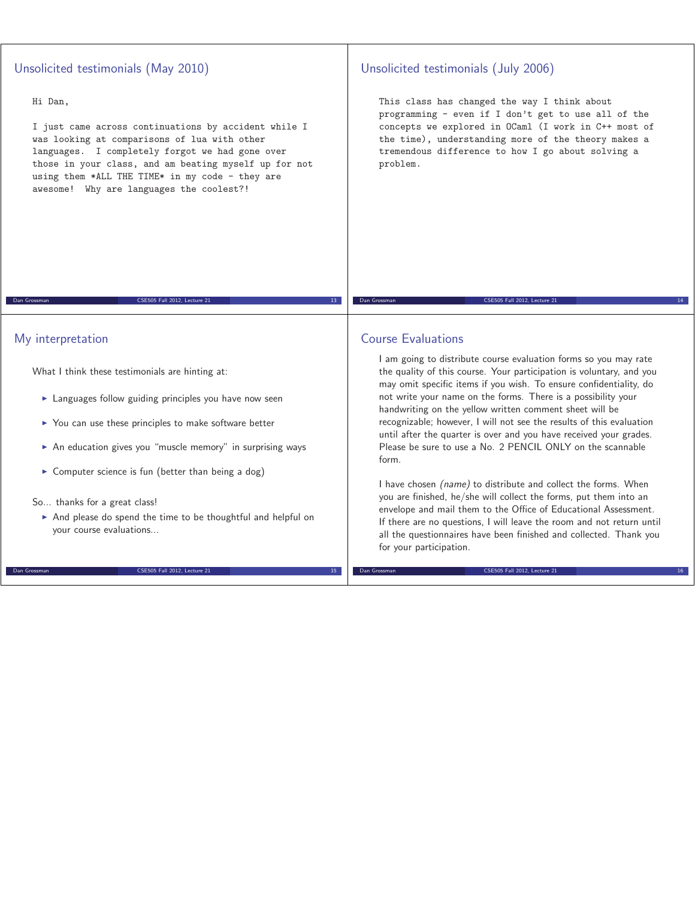## Unsolicited testimonials (May 2010)

```
Hi Dan,

I just came across continuations by accident while I
was looking at comparisons of lua with other
languages.  I completely forgot we had gone over
those in your class, and am beating myself up for not
using them *ALL THE TIME* in my code - they are
awesome!  Why are languages the coolest?!
```

## Unsolicited testimonials (July 2006)

```
This class has changed the way I think about
programming - even if I don't get to use all of the
concepts we explored in OCaml (I work in C++ most of
the time), understanding more of the theory makes a
tremendous difference to how I go about solving a
problem.
```

## My interpretation

What I think these testimonials are hinting at:

- Languages follow guiding principles you have now seen
- You can use these principles to make software better
- An education gives you "muscle memory" in surprising ways
- Computer science is fun (better than being a dog)

So... thanks for a great class!

- And please do spend the time to be thoughtful and helpful on your course evaluations...

## Course Evaluations

I am going to distribute course evaluation forms so you may rate the quality of this course. Your participation is voluntary, and you may omit specific items if you wish. To ensure confidentiality, do not write your name on the forms. There is a possibility your handwriting on the yellow written comment sheet will be recognizable; however, I will not see the results of this evaluation until after the quarter is over and you have received your grades. Please be sure to use a No. 2 PENCIL ONLY on the scannable form.

I have chosen *(name)* to distribute and collect the forms. When you are finished, he/she will collect the forms, put them into an envelope and mail them to the Office of Educational Assessment. If there are no questions, I will leave the room and not return until all the questionnaires have been finished and collected. Thank you for your participation.